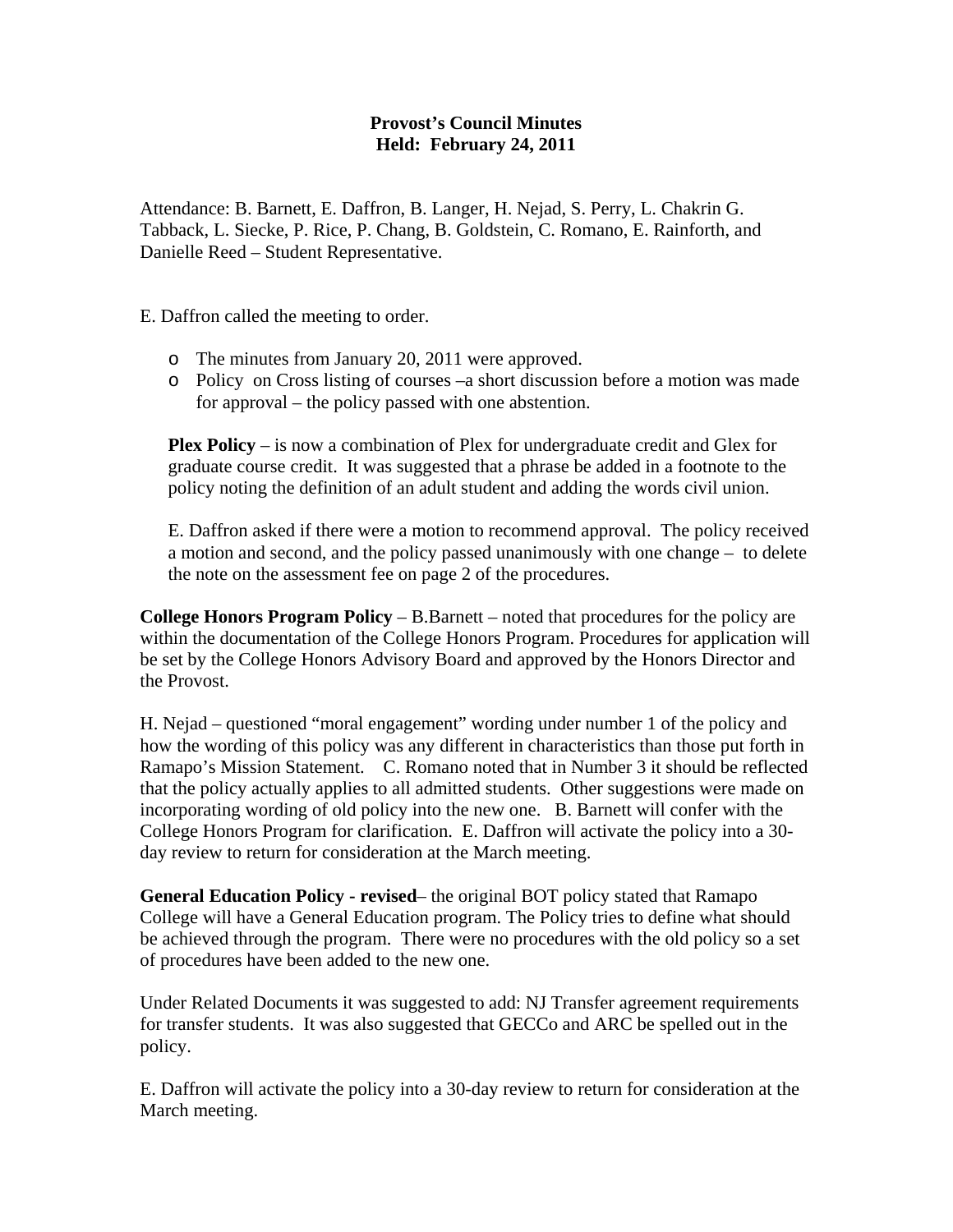**Provost's Council Minutes**
**Held: February 24, 2011**

Attendance: B. Barnett, E. Daffron, B. Langer, H. Nejad, S. Perry, L. Chakrin G. Tabback, L. Siecke, P. Rice, P. Chang, B. Goldstein, C. Romano, E. Rainforth, and Danielle Reed – Student Representative.

E. Daffron called the meeting to order.

- The minutes from January 20, 2011 were approved.
- Policy on Cross listing of courses –a short discussion before a motion was made for approval – the policy passed with one abstention.

**Plex Policy** – is now a combination of Plex for undergraduate credit and Glex for graduate course credit. It was suggested that a phrase be added in a footnote to the policy noting the definition of an adult student and adding the words civil union.

E. Daffron asked if there were a motion to recommend approval. The policy received a motion and second, and the policy passed unanimously with one change – to delete the note on the assessment fee on page 2 of the procedures.

**College Honors Program Policy** – B.Barnett – noted that procedures for the policy are within the documentation of the College Honors Program. Procedures for application will be set by the College Honors Advisory Board and approved by the Honors Director and the Provost.

H. Nejad – questioned "moral engagement" wording under number 1 of the policy and how the wording of this policy was any different in characteristics than those put forth in Ramapo's Mission Statement. C. Romano noted that in Number 3 it should be reflected that the policy actually applies to all admitted students. Other suggestions were made on incorporating wording of old policy into the new one. B. Barnett will confer with the College Honors Program for clarification. E. Daffron will activate the policy into a 30-day review to return for consideration at the March meeting.

**General Education Policy - revised**– the original BOT policy stated that Ramapo College will have a General Education program. The Policy tries to define what should be achieved through the program. There were no procedures with the old policy so a set of procedures have been added to the new one.

Under Related Documents it was suggested to add: NJ Transfer agreement requirements for transfer students. It was also suggested that GECCo and ARC be spelled out in the policy.

E. Daffron will activate the policy into a 30-day review to return for consideration at the March meeting.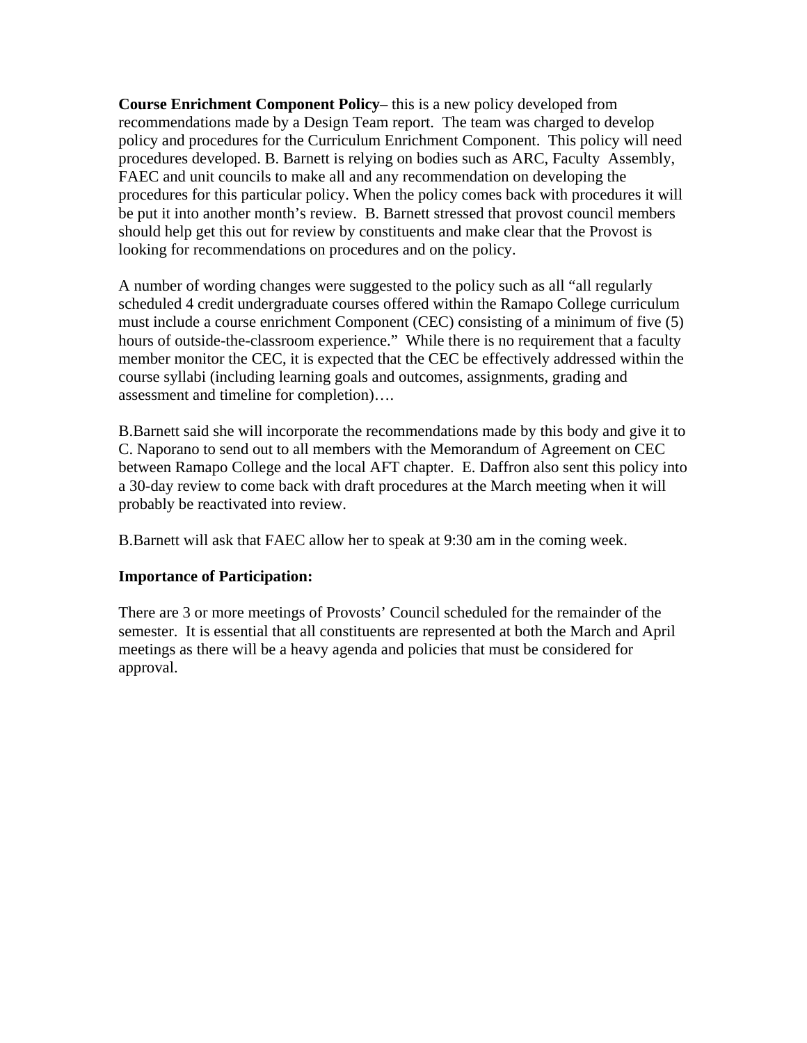**Course Enrichment Component Policy**– this is a new policy developed from recommendations made by a Design Team report. The team was charged to develop policy and procedures for the Curriculum Enrichment Component. This policy will need procedures developed. B. Barnett is relying on bodies such as ARC, Faculty Assembly, FAEC and unit councils to make all and any recommendation on developing the procedures for this particular policy. When the policy comes back with procedures it will be put it into another month's review. B. Barnett stressed that provost council members should help get this out for review by constituents and make clear that the Provost is looking for recommendations on procedures and on the policy.

A number of wording changes were suggested to the policy such as all "all regularly scheduled 4 credit undergraduate courses offered within the Ramapo College curriculum must include a course enrichment Component (CEC) consisting of a minimum of five (5) hours of outside-the-classroom experience." While there is no requirement that a faculty member monitor the CEC, it is expected that the CEC be effectively addressed within the course syllabi (including learning goals and outcomes, assignments, grading and assessment and timeline for completion)….

B.Barnett said she will incorporate the recommendations made by this body and give it to C. Naporano to send out to all members with the Memorandum of Agreement on CEC between Ramapo College and the local AFT chapter. E. Daffron also sent this policy into a 30-day review to come back with draft procedures at the March meeting when it will probably be reactivated into review.

B.Barnett will ask that FAEC allow her to speak at 9:30 am in the coming week.

**Importance of Participation:**

There are 3 or more meetings of Provosts' Council scheduled for the remainder of the semester. It is essential that all constituents are represented at both the March and April meetings as there will be a heavy agenda and policies that must be considered for approval.